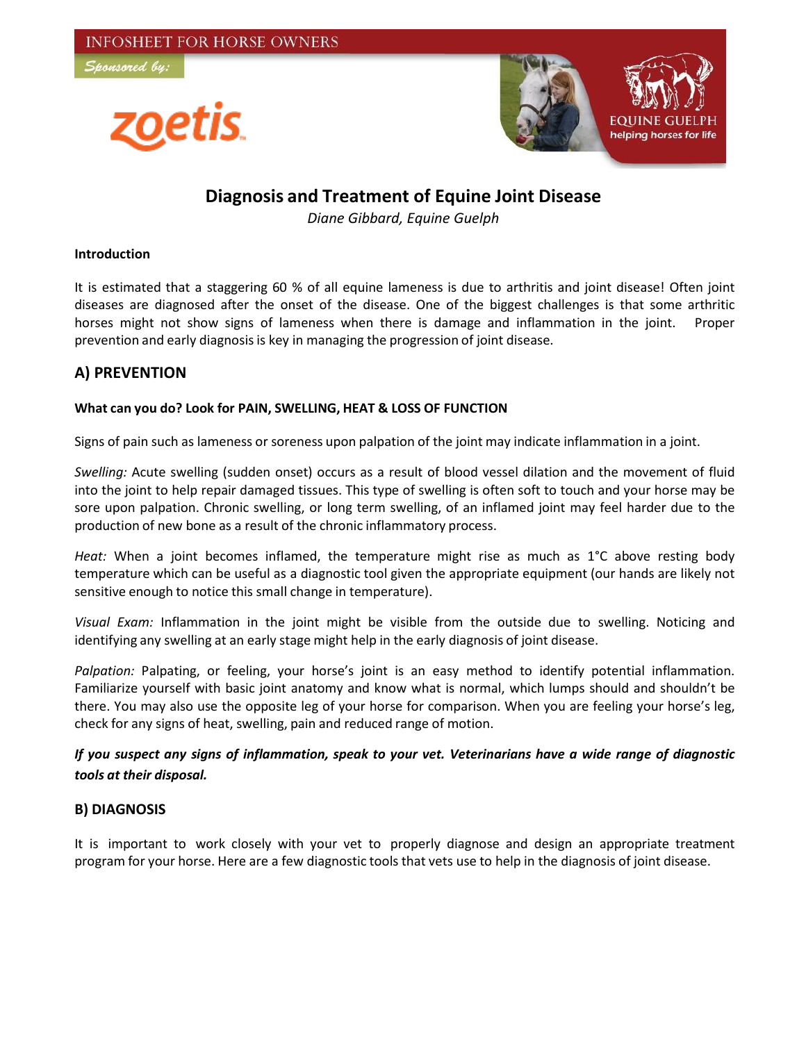INFOSHEET FOR HORSE OWNERS

Sponsored by:

zoetis

EQUINE GUELPH
helping horses for life

# Diagnosis and Treatment of Equine Joint Disease

*Diane Gibbard, Equine Guelph*

**Introduction**

It is estimated that a staggering 60 % of all equine lameness is due to arthritis and joint disease! Often joint diseases are diagnosed after the onset of the disease. One of the biggest challenges is that some arthritic horses might not show signs of lameness when there is damage and inflammation in the joint. Proper prevention and early diagnosis is key in managing the progression of joint disease.

## A) PREVENTION

**What can you do? Look for PAIN, SWELLING, HEAT & LOSS OF FUNCTION**

Signs of pain such as lameness or soreness upon palpation of the joint may indicate inflammation in a joint.

*Swelling:* Acute swelling (sudden onset) occurs as a result of blood vessel dilation and the movement of fluid into the joint to help repair damaged tissues. This type of swelling is often soft to touch and your horse may be sore upon palpation. Chronic swelling, or long term swelling, of an inflamed joint may feel harder due to the production of new bone as a result of the chronic inflammatory process.

*Heat:* When a joint becomes inflamed, the temperature might rise as much as 1°C above resting body temperature which can be useful as a diagnostic tool given the appropriate equipment (our hands are likely not sensitive enough to notice this small change in temperature).

*Visual Exam:* Inflammation in the joint might be visible from the outside due to swelling. Noticing and identifying any swelling at an early stage might help in the early diagnosis of joint disease.

*Palpation:* Palpating, or feeling, your horse's joint is an easy method to identify potential inflammation. Familiarize yourself with basic joint anatomy and know what is normal, which lumps should and shouldn't be there. You may also use the opposite leg of your horse for comparison. When you are feeling your horse's leg, check for any signs of heat, swelling, pain and reduced range of motion.

***If you suspect any signs of inflammation, speak to your vet. Veterinarians have a wide range of diagnostic tools at their disposal.***

## B) DIAGNOSIS

It is important to work closely with your vet to properly diagnose and design an appropriate treatment program for your horse. Here are a few diagnostic tools that vets use to help in the diagnosis of joint disease.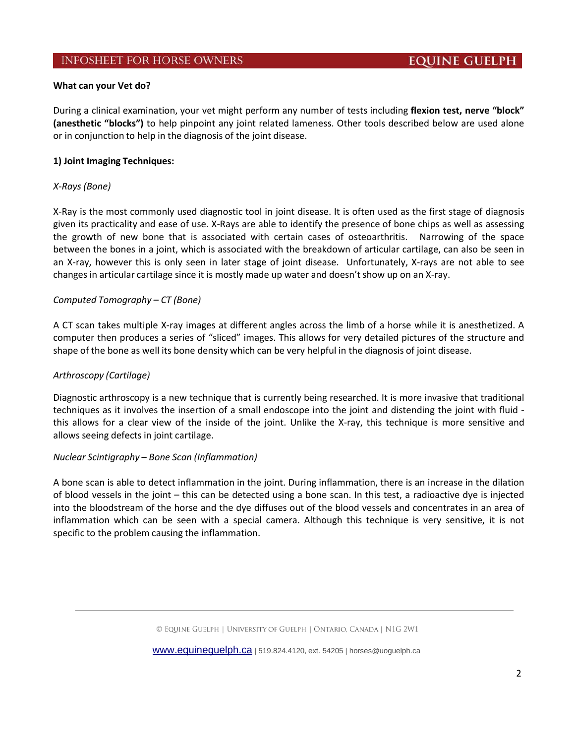**What can your Vet do?**

During a clinical examination, your vet might perform any number of tests including **flexion test, nerve "block" (anesthetic "blocks")** to help pinpoint any joint related lameness. Other tools described below are used alone or in conjunction to help in the diagnosis of the joint disease.

**1) Joint Imaging Techniques:**

*X-Rays (Bone)*

X-Ray is the most commonly used diagnostic tool in joint disease. It is often used as the first stage of diagnosis given its practicality and ease of use. X-Rays are able to identify the presence of bone chips as well as assessing the growth of new bone that is associated with certain cases of osteoarthritis. Narrowing of the space between the bones in a joint, which is associated with the breakdown of articular cartilage, can also be seen in an X-ray, however this is only seen in later stage of joint disease. Unfortunately, X-rays are not able to see changes in articular cartilage since it is mostly made up water and doesn't show up on an X-ray.

*Computed Tomography – CT (Bone)*

A CT scan takes multiple X-ray images at different angles across the limb of a horse while it is anesthetized. A computer then produces a series of "sliced" images. This allows for very detailed pictures of the structure and shape of the bone as well its bone density which can be very helpful in the diagnosis of joint disease.

*Arthroscopy (Cartilage)*

Diagnostic arthroscopy is a new technique that is currently being researched. It is more invasive that traditional techniques as it involves the insertion of a small endoscope into the joint and distending the joint with fluid - this allows for a clear view of the inside of the joint. Unlike the X-ray, this technique is more sensitive and allows seeing defects in joint cartilage.

*Nuclear Scintigraphy – Bone Scan (Inflammation)*

A bone scan is able to detect inflammation in the joint. During inflammation, there is an increase in the dilation of blood vessels in the joint – this can be detected using a bone scan. In this test, a radioactive dye is injected into the bloodstream of the horse and the dye diffuses out of the blood vessels and concentrates in an area of inflammation which can be seen with a special camera. Although this technique is very sensitive, it is not specific to the problem causing the inflammation.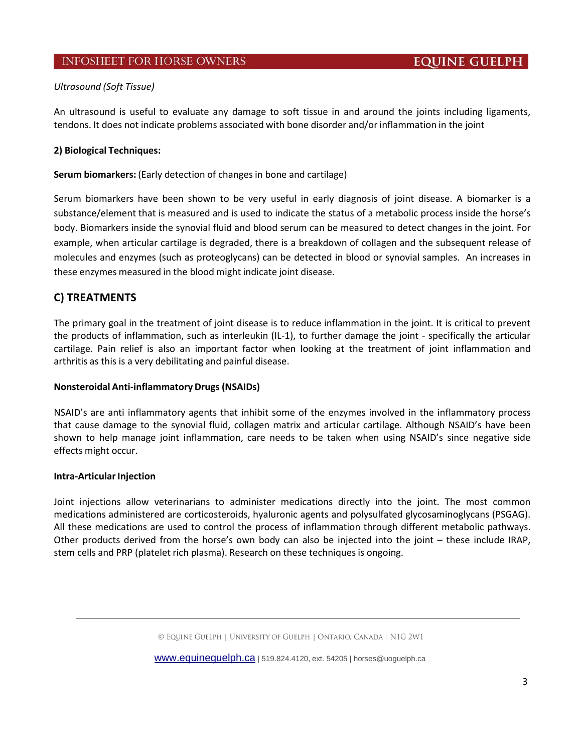*Ultrasound (Soft Tissue)*

An ultrasound is useful to evaluate any damage to soft tissue in and around the joints including ligaments, tendons. It does not indicate problems associated with bone disorder and/or inflammation in the joint

**2) Biological Techniques:**

**Serum biomarkers:** (Early detection of changes in bone and cartilage)

Serum biomarkers have been shown to be very useful in early diagnosis of joint disease. A biomarker is a substance/element that is measured and is used to indicate the status of a metabolic process inside the horse's body. Biomarkers inside the synovial fluid and blood serum can be measured to detect changes in the joint. For example, when articular cartilage is degraded, there is a breakdown of collagen and the subsequent release of molecules and enzymes (such as proteoglycans) can be detected in blood or synovial samples. An increases in these enzymes measured in the blood might indicate joint disease.

## C) TREATMENTS

The primary goal in the treatment of joint disease is to reduce inflammation in the joint. It is critical to prevent the products of inflammation, such as interleukin (IL-1), to further damage the joint - specifically the articular cartilage. Pain relief is also an important factor when looking at the treatment of joint inflammation and arthritis as this is a very debilitating and painful disease.

**Nonsteroidal Anti-inflammatory Drugs (NSAIDs)**

NSAID's are anti inflammatory agents that inhibit some of the enzymes involved in the inflammatory process that cause damage to the synovial fluid, collagen matrix and articular cartilage. Although NSAID's have been shown to help manage joint inflammation, care needs to be taken when using NSAID's since negative side effects might occur.

**Intra-Articular Injection**

Joint injections allow veterinarians to administer medications directly into the joint. The most common medications administered are corticosteroids, hyaluronic agents and polysulfated glycosaminoglycans (PSGAG). All these medications are used to control the process of inflammation through different metabolic pathways. Other products derived from the horse's own body can also be injected into the joint – these include IRAP, stem cells and PRP (platelet rich plasma). Research on these techniques is ongoing.